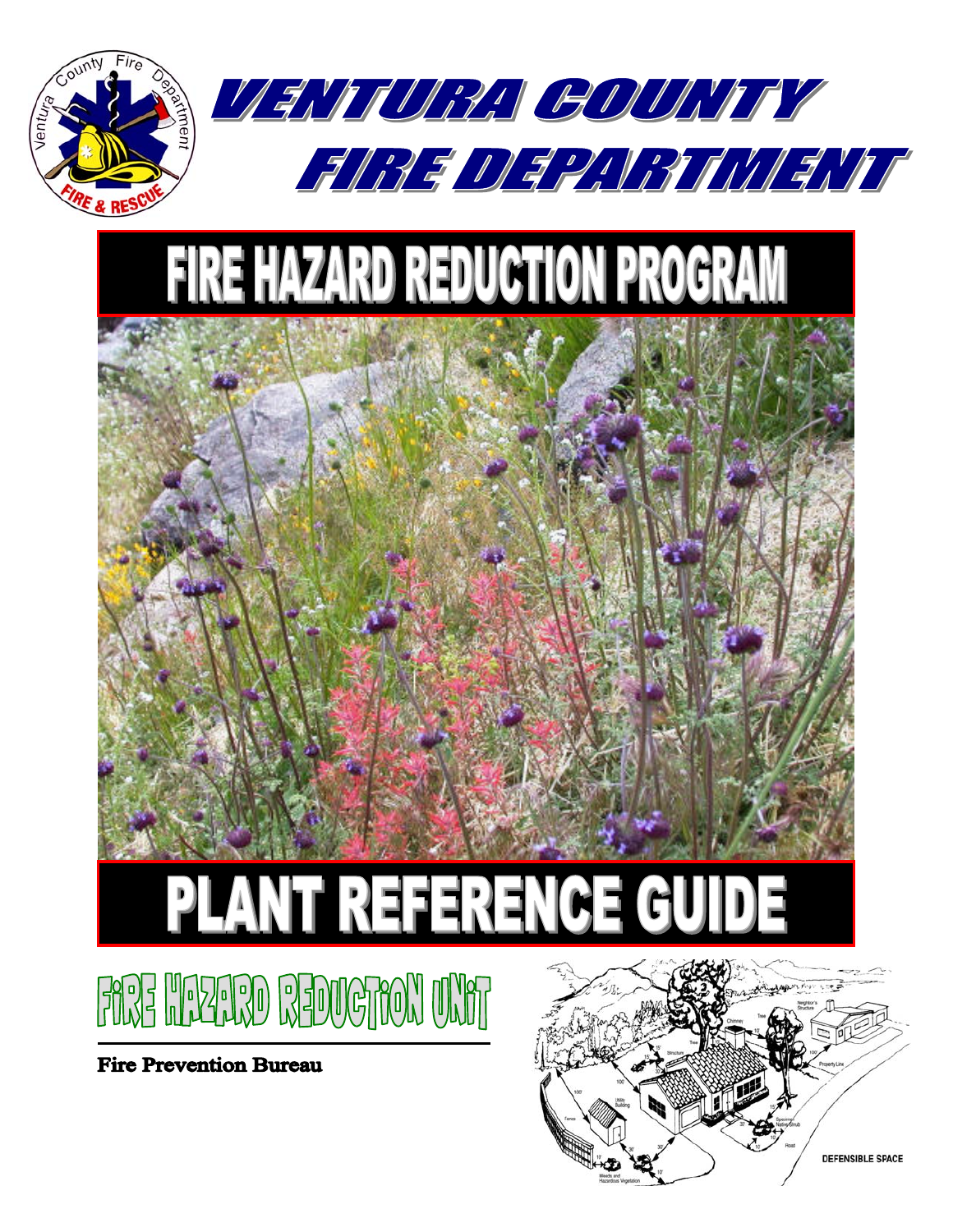# VENTURA COUNTY FIRE DEPARTMENT

# FIRE HAZARD REDUCTION PROGRAM

# PLANT REFERENCE GUIDE

## FIRE HAZARD REDUCTION UNIT

**Fire Prevention Bureau**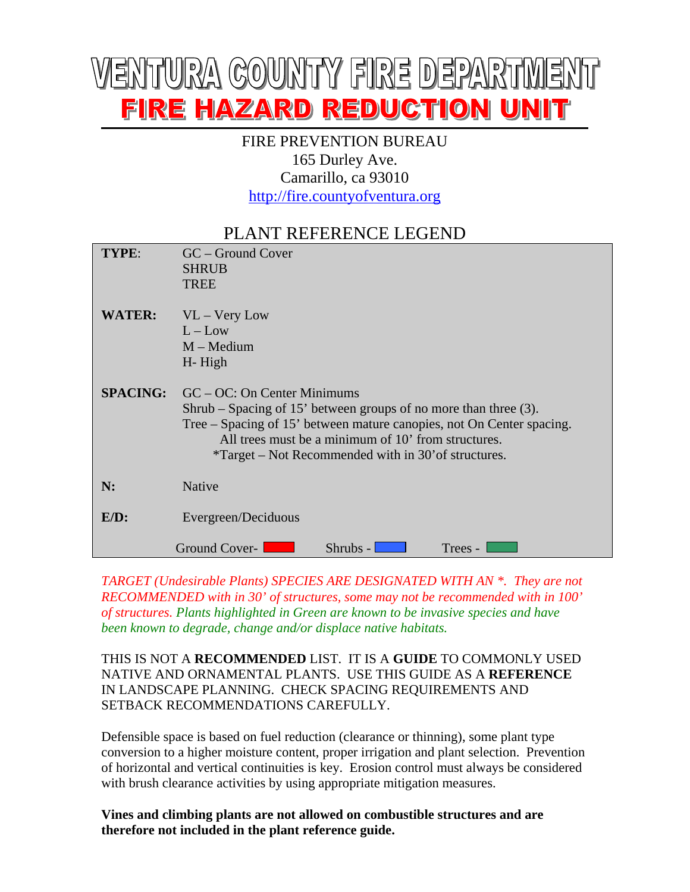# VENTURA COUNTY FIRE DEPARTMENT

## FIRE HAZARD REDUCTION UNIT

FIRE PREVENTION BUREAU
165 Durley Ave.
Camarillo, ca 93010
http://fire.countyofventura.org

## PLANT REFERENCE LEGEND

| | |
|---|---|
| **TYPE**: | GC – Ground Cover<br>SHRUB<br>TREE |
| **WATER:** | VL – Very Low<br>L – Low<br>M – Medium<br>H- High |
| **SPACING:** | GC – OC: On Center Minimums<br>Shrub – Spacing of 15' between groups of no more than three (3).<br>Tree – Spacing of 15' between mature canopies, not On Center spacing.<br>All trees must be a minimum of 10' from structures.<br>*Target – Not Recommended with in 30'of structures. |
| **N:** | Native |
| **E/D:** | Evergreen/Deciduous |
| | Ground Cover- (red) Shrubs - (blue) Trees - (green) |

*TARGET (Undesirable Plants) SPECIES ARE DESIGNATED WITH AN *. They are not RECOMMENDED with in 30' of structures, some may not be recommended with in 100' of structures. Plants highlighted in Green are known to be invasive species and have been known to degrade, change and/or displace native habitats.*

THIS IS NOT A **RECOMMENDED** LIST. IT IS A **GUIDE** TO COMMONLY USED NATIVE AND ORNAMENTAL PLANTS. USE THIS GUIDE AS A **REFERENCE** IN LANDSCAPE PLANNING. CHECK SPACING REQUIREMENTS AND SETBACK RECOMMENDATIONS CAREFULLY.

Defensible space is based on fuel reduction (clearance or thinning), some plant type conversion to a higher moisture content, proper irrigation and plant selection. Prevention of horizontal and vertical continuities is key. Erosion control must always be considered with brush clearance activities by using appropriate mitigation measures.

**Vines and climbing plants are not allowed on combustible structures and are therefore not included in the plant reference guide.**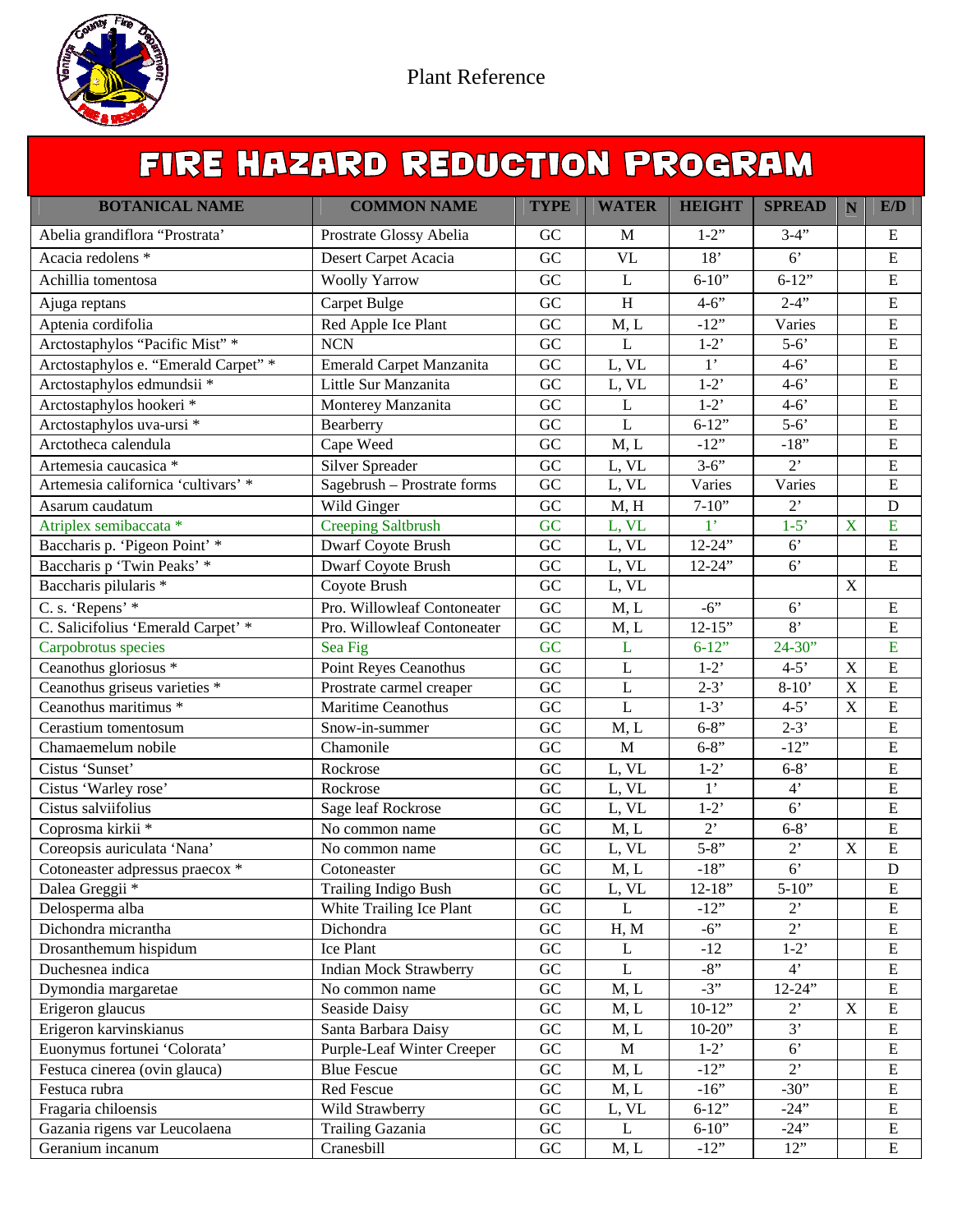Plant Reference

# FIRE HAZARD REDUCTION PROGRAM

| BOTANICAL NAME | COMMON NAME | TYPE | WATER | HEIGHT | SPREAD | N | E/D |
|---|---|---|---|---|---|---|---|
| Abelia grandiflora "Prostrata' | Prostrate Glossy Abelia | GC | M | 1-2" | 3-4" | | E |
| Acacia redolens * | Desert Carpet Acacia | GC | VL | 18' | 6' | | E |
| Achillia tomentosa | Woolly Yarrow | GC | L | 6-10" | 6-12" | | E |
| Ajuga reptans | Carpet Bulge | GC | H | 4-6" | 2-4" | | E |
| Aptenia cordifolia | Red Apple Ice Plant | GC | M, L | -12" | Varies | | E |
| Arctostaphylos "Pacific Mist" * | NCN | GC | L | 1-2' | 5-6' | | E |
| Arctostaphylos e. "Emerald Carpet" * | Emerald Carpet Manzanita | GC | L, VL | 1' | 4-6' | | E |
| Arctostaphylos edmundsii * | Little Sur Manzanita | GC | L, VL | 1-2' | 4-6' | | E |
| Arctostaphylos hookeri * | Monterey Manzanita | GC | L | 1-2' | 4-6' | | E |
| Arctostaphylos uva-ursi * | Bearberry | GC | L | 6-12" | 5-6' | | E |
| Arctotheca calendula | Cape Weed | GC | M, L | -12" | -18" | | E |
| Artemesia caucasica * | Silver Spreader | GC | L, VL | 3-6" | 2' | | E |
| Artemesia californica 'cultivars' * | Sagebrush – Prostrate forms | GC | L, VL | Varies | Varies | | E |
| Asarum caudatum | Wild Ginger | GC | M, H | 7-10" | 2' | | D |
| Atriplex semibaccata * | Creeping Saltbrush | GC | L, VL | 1' | 1-5' | X | E |
| Baccharis p. 'Pigeon Point' * | Dwarf Coyote Brush | GC | L, VL | 12-24" | 6' | | E |
| Baccharis p 'Twin Peaks' * | Dwarf Coyote Brush | GC | L, VL | 12-24" | 6' | | E |
| Baccharis pilularis * | Coyote Brush | GC | L, VL | | | X | |
| C. s. 'Repens' * | Pro. Willowleaf Contoneater | GC | M, L | -6" | 6' | | E |
| C. Salicifolius 'Emerald Carpet' * | Pro. Willowleaf Contoneater | GC | M, L | 12-15" | 8' | | E |
| Carpobrotus species | Sea Fig | GC | L | 6-12" | 24-30" | | E |
| Ceanothus gloriosus * | Point Reyes Ceanothus | GC | L | 1-2' | 4-5' | X | E |
| Ceanothus griseus varieties * | Prostrate carmel creaper | GC | L | 2-3' | 8-10' | X | E |
| Ceanothus maritimus * | Maritime Ceanothus | GC | L | 1-3' | 4-5' | X | E |
| Cerastium tomentosum | Snow-in-summer | GC | M, L | 6-8" | 2-3' | | E |
| Chamaemelum nobile | Chamonile | GC | M | 6-8" | -12" | | E |
| Cistus 'Sunset' | Rockrose | GC | L, VL | 1-2' | 6-8' | | E |
| Cistus 'Warley rose' | Rockrose | GC | L, VL | 1' | 4' | | E |
| Cistus salviifolius | Sage leaf Rockrose | GC | L, VL | 1-2' | 6' | | E |
| Coprosma kirkii * | No common name | GC | M, L | 2' | 6-8' | | E |
| Coreopsis auriculata 'Nana' | No common name | GC | L, VL | 5-8" | 2' | X | E |
| Cotoneaster adpressus praecox * | Cotoneaster | GC | M, L | -18" | 6' | | D |
| Dalea Greggii * | Trailing Indigo Bush | GC | L, VL | 12-18" | 5-10" | | E |
| Delosperma alba | White Trailing Ice Plant | GC | L | -12" | 2' | | E |
| Dichondra micrantha | Dichondra | GC | H, M | -6" | 2' | | E |
| Drosanthemum hispidum | Ice Plant | GC | L | -12 | 1-2' | | E |
| Duchesnea indica | Indian Mock Strawberry | GC | L | -8" | 4' | | E |
| Dymondia margaretae | No common name | GC | M, L | -3" | 12-24" | | E |
| Erigeron glaucus | Seaside Daisy | GC | M, L | 10-12" | 2' | X | E |
| Erigeron karvinskianus | Santa Barbara Daisy | GC | M, L | 10-20" | 3' | | E |
| Euonymus fortunei 'Colorata' | Purple-Leaf Winter Creeper | GC | M | 1-2' | 6' | | E |
| Festuca cinerea (ovin glauca) | Blue Fescue | GC | M, L | -12" | 2' | | E |
| Festuca rubra | Red Fescue | GC | M, L | -16" | -30" | | E |
| Fragaria chiloensis | Wild Strawberry | GC | L, VL | 6-12" | -24" | | E |
| Gazania rigens var Leucolaena | Trailing Gazania | GC | L | 6-10" | -24" | | E |
| Geranium incanum | Cranesbill | GC | M, L | -12" | 12" | | E |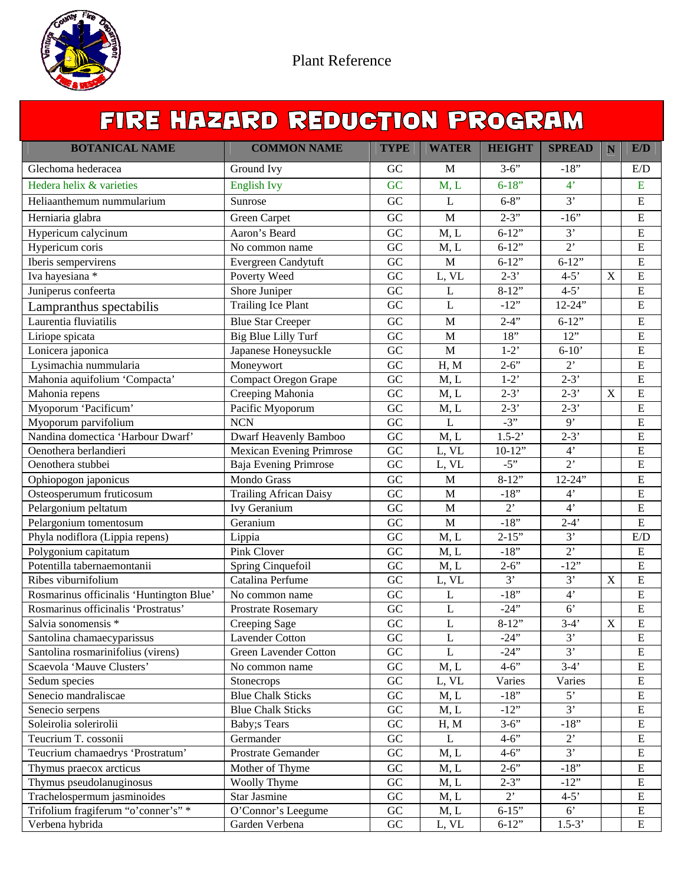Plant Reference

# FIRE HAZARD REDUCTION PROGRAM

| BOTANICAL NAME | COMMON NAME | TYPE | WATER | HEIGHT | SPREAD | N | E/D |
|---|---|---|---|---|---|---|---|
| Glechoma hederacea | Ground Ivy | GC | M | 3-6" | -18" | | E/D |
| Hedera helix & varieties | English Ivy | GC | M, L | 6-18" | 4' | | E |
| Heliaanthemum nummularium | Sunrose | GC | L | 6-8" | 3' | | E |
| Herniaria glabra | Green Carpet | GC | M | 2-3" | -16" | | E |
| Hypericum calycinum | Aaron's Beard | GC | M, L | 6-12" | 3' | | E |
| Hypericum coris | No common name | GC | M, L | 6-12" | 2' | | E |
| Iberis sempervirens | Evergreen Candytuft | GC | M | 6-12" | 6-12" | | E |
| Iva hayesiana * | Poverty Weed | GC | L, VL | 2-3' | 4-5' | X | E |
| Juniperus confeerta | Shore Juniper | GC | L | 8-12" | 4-5' | | E |
| Lampranthus spectabilis | Trailing Ice Plant | GC | L | -12" | 12-24" | | E |
| Laurentia fluviatilis | Blue Star Creeper | GC | M | 2-4" | 6-12" | | E |
| Liriope spicata | Big Blue Lilly Turf | GC | M | 18" | 12" | | E |
| Lonicera japonica | Japanese Honeysuckle | GC | M | 1-2' | 6-10' | | E |
| Lysimachia nummularia | Moneywort | GC | H, M | 2-6" | 2' | | E |
| Mahonia aquifolium 'Compacta' | Compact Oregon Grape | GC | M, L | 1-2' | 2-3' | | E |
| Mahonia repens | Creeping Mahonia | GC | M, L | 2-3' | 2-3' | X | E |
| Myoporum 'Pacificum' | Pacific Myoporum | GC | M, L | 2-3' | 2-3' | | E |
| Myoporum parvifolium | NCN | GC | L | -3" | 9' | | E |
| Nandina domectica 'Harbour Dwarf' | Dwarf Heavenly Bamboo | GC | M, L | 1.5-2' | 2-3' | | E |
| Oenothera berlandieri | Mexican Evening Primrose | GC | L, VL | 10-12" | 4' | | E |
| Oenothera stubbei | Baja Evening Primrose | GC | L, VL | -5" | 2' | | E |
| Ophiopogon japonicus | Mondo Grass | GC | M | 8-12" | 12-24" | | E |
| Osteospermum fruticosum | Trailing African Daisy | GC | M | -18" | 4' | | E |
| Pelargonium peltatum | Ivy Geranium | GC | M | 2' | 4' | | E |
| Pelargonium tomentosum | Geranium | GC | M | -18" | 2-4' | | E |
| Phyla nodiflora (Lippia repens) | Lippia | GC | M, L | 2-15" | 3' | | E/D |
| Polygonium capitatum | Pink Clover | GC | M, L | -18" | 2' | | E |
| Potentilla tabernaemontanii | Spring Cinquefoil | GC | M, L | 2-6" | -12" | | E |
| Ribes viburnifolium | Catalina Perfume | GC | L, VL | 3' | 3' | X | E |
| Rosmarinus officinalis 'Huntington Blue' | No common name | GC | L | -18" | 4' | | E |
| Rosmarinus officinalis 'Prostratus' | Prostrate Rosemary | GC | L | -24" | 6' | | E |
| Salvia sonomensis * | Creeping Sage | GC | L | 8-12" | 3-4' | X | E |
| Santolina chamaecyparissus | Lavender Cotton | GC | L | -24" | 3' | | E |
| Santolina rosmarinifolius (virens) | Green Lavender Cotton | GC | L | -24" | 3' | | E |
| Scaevola 'Mauve Clusters' | No common name | GC | M, L | 4-6" | 3-4' | | E |
| Sedum species | Stonecrops | GC | L, VL | Varies | Varies | | E |
| Senecio mandraliscae | Blue Chalk Sticks | GC | M, L | -18" | 5' | | E |
| Senecio serpens | Blue Chalk Sticks | GC | M, L | -12" | 3' | | E |
| Soleirolia solerirolii | Baby;s Tears | GC | H, M | 3-6" | -18" | | E |
| Teucrium T. cossonii | Germander | GC | L | 4-6" | 2' | | E |
| Teucrium chamaedrys 'Prostratum' | Prostrate Gemander | GC | M, L | 4-6" | 3' | | E |
| Thymus praecox arcticus | Mother of Thyme | GC | M, L | 2-6" | -18" | | E |
| Thymus pseudolanuginosus | Woolly Thyme | GC | M, L | 2-3" | -12" | | E |
| Trachelospermum jasminoides | Star Jasmine | GC | M, L | 2' | 4-5' | | E |
| Trifolium fragiferum "o'conner's" * | O'Connor's Leegume | GC | M, L | 6-15" | 6' | | E |
| Verbena hybrida | Garden Verbena | GC | L, VL | 6-12" | 1.5-3' | | E |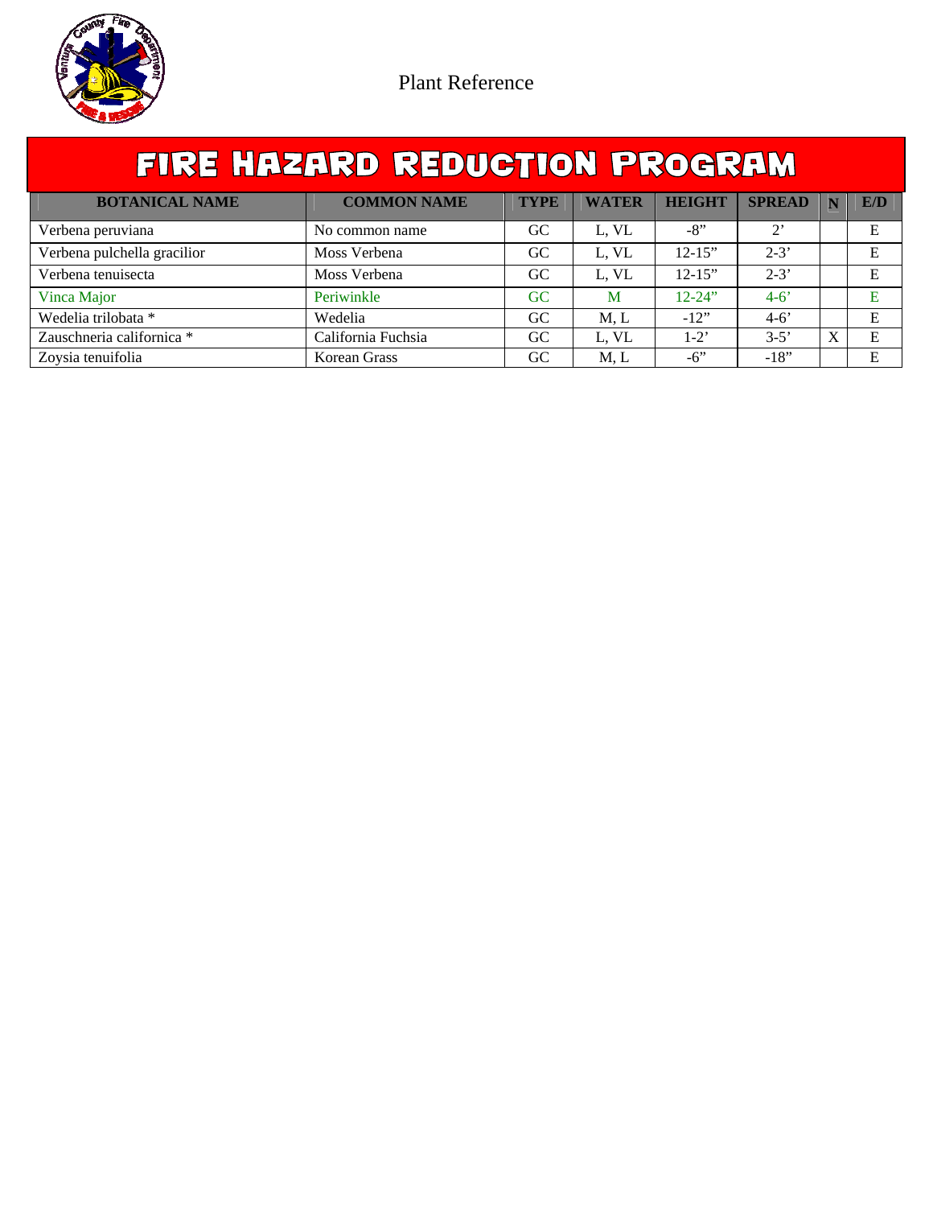Plant Reference

# FIRE HAZARD REDUCTION PROGRAM

| BOTANICAL NAME | COMMON NAME | TYPE | WATER | HEIGHT | SPREAD | N | E/D |
|---|---|---|---|---|---|---|---|
| Verbena peruviana | No common name | GC | L, VL | -8" | 2' | | E |
| Verbena pulchella gracilior | Moss Verbena | GC | L, VL | 12-15" | 2-3' | | E |
| Verbena tenuisecta | Moss Verbena | GC | L, VL | 12-15" | 2-3' | | E |
| Vinca Major | Periwinkle | GC | M | 12-24" | 4-6' | | E |
| Wedelia trilobata * | Wedelia | GC | M, L | -12" | 4-6' | | E |
| Zauschneria californica * | California Fuchsia | GC | L, VL | 1-2' | 3-5' | X | E |
| Zoysia tenuifolia | Korean Grass | GC | M, L | -6" | -18" | | E |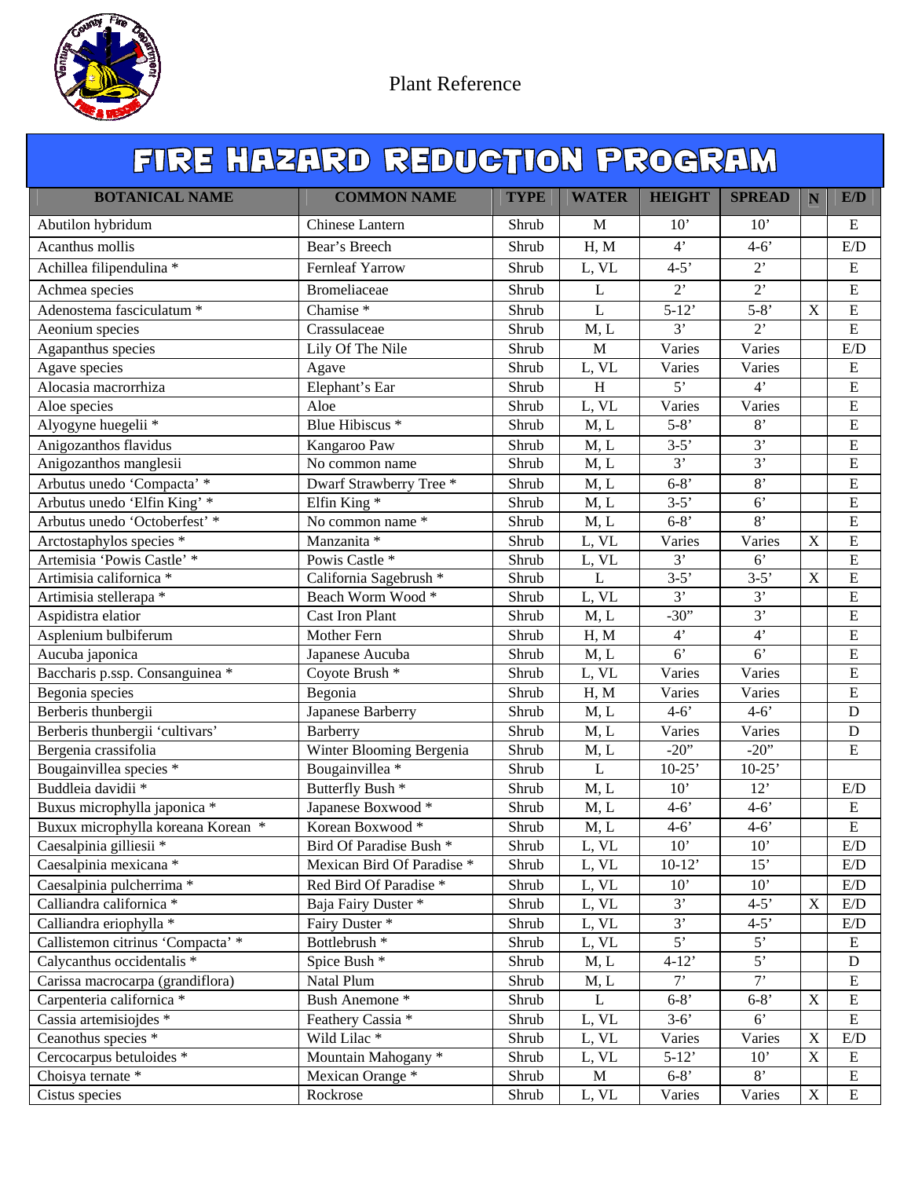Plant Reference

# FIRE HAZARD REDUCTION PROGRAM

| BOTANICAL NAME | COMMON NAME | TYPE | WATER | HEIGHT | SPREAD | N | E/D |
|---|---|---|---|---|---|---|---|
| Abutilon hybridum | Chinese Lantern | Shrub | M | 10' | 10' | | E |
| Acanthus mollis | Bear's Breech | Shrub | H, M | 4' | 4-6' | | E/D |
| Achillea filipendulina * | Fernleaf Yarrow | Shrub | L, VL | 4-5' | 2' | | E |
| Achmea species | Bromeliaceae | Shrub | L | 2' | 2' | | E |
| Adenostema fasciculatum * | Chamise * | Shrub | L | 5-12' | 5-8' | X | E |
| Aeonium species | Crassulaceae | Shrub | M, L | 3' | 2' | | E |
| Agapanthus species | Lily Of The Nile | Shrub | M | Varies | Varies | | E/D |
| Agave species | Agave | Shrub | L, VL | Varies | Varies | | E |
| Alocasia macrorrhiza | Elephant's Ear | Shrub | H | 5' | 4' | | E |
| Aloe species | Aloe | Shrub | L, VL | Varies | Varies | | E |
| Alyogyne huegelii * | Blue Hibiscus * | Shrub | M, L | 5-8' | 8' | | E |
| Anigozanthos flavidus | Kangaroo Paw | Shrub | M, L | 3-5' | 3' | | E |
| Anigozanthos manglesii | No common name | Shrub | M, L | 3' | 3' | | E |
| Arbutus unedo 'Compacta' * | Dwarf Strawberry Tree * | Shrub | M, L | 6-8' | 8' | | E |
| Arbutus unedo 'Elfin King' * | Elfin King * | Shrub | M, L | 3-5' | 6' | | E |
| Arbutus unedo 'Octoberfest' * | No common name * | Shrub | M, L | 6-8' | 8' | | E |
| Arctostaphylos species * | Manzanita * | Shrub | L, VL | Varies | Varies | X | E |
| Artemisia 'Powis Castle' * | Powis Castle * | Shrub | L, VL | 3' | 6' | | E |
| Artimisia californica * | California Sagebrush * | Shrub | L | 3-5' | 3-5' | X | E |
| Artimisia stellerapa * | Beach Worm Wood * | Shrub | L, VL | 3' | 3' | | E |
| Aspidistra elatior | Cast Iron Plant | Shrub | M, L | -30" | 3' | | E |
| Asplenium bulbiferum | Mother Fern | Shrub | H, M | 4' | 4' | | E |
| Aucuba japonica | Japanese Aucuba | Shrub | M, L | 6' | 6' | | E |
| Baccharis p.ssp. Consanguinea * | Coyote Brush * | Shrub | L, VL | Varies | Varies | | E |
| Begonia species | Begonia | Shrub | H, M | Varies | Varies | | E |
| Berberis thunbergii | Japanese Barberry | Shrub | M, L | 4-6' | 4-6' | | D |
| Berberis thunbergii 'cultivars' | Barberry | Shrub | M, L | Varies | Varies | | D |
| Bergenia crassifolia | Winter Blooming Bergenia | Shrub | M, L | -20" | -20" | | E |
| Bougainvillea species * | Bougainvillea * | Shrub | L | 10-25' | 10-25' | | |
| Buddleia davidii * | Butterfly Bush * | Shrub | M, L | 10' | 12' | | E/D |
| Buxus microphylla japonica * | Japanese Boxwood * | Shrub | M, L | 4-6' | 4-6' | | E |
| Buxux microphylla koreana Korean * | Korean Boxwood * | Shrub | M, L | 4-6' | 4-6' | | E |
| Caesalpinia gilliesii * | Bird Of Paradise Bush * | Shrub | L, VL | 10' | 10' | | E/D |
| Caesalpinia mexicana * | Mexican Bird Of Paradise * | Shrub | L, VL | 10-12' | 15' | | E/D |
| Caesalpinia pulcherrima * | Red Bird Of Paradise * | Shrub | L, VL | 10' | 10' | | E/D |
| Calliandra californica * | Baja Fairy Duster * | Shrub | L, VL | 3' | 4-5' | X | E/D |
| Calliandra eriophylla * | Fairy Duster * | Shrub | L, VL | 3' | 4-5' | | E/D |
| Callistemon citrinus 'Compacta' * | Bottlebrush * | Shrub | L, VL | 5' | 5' | | E |
| Calycanthus occidentalis * | Spice Bush * | Shrub | M, L | 4-12' | 5' | | D |
| Carissa macrocarpa (grandiflora) | Natal Plum | Shrub | M, L | 7' | 7' | | E |
| Carpenteria californica * | Bush Anemone * | Shrub | L | 6-8' | 6-8' | X | E |
| Cassia artemisiojdes * | Feathery Cassia * | Shrub | L, VL | 3-6' | 6' | | E |
| Ceanothus species * | Wild Lilac * | Shrub | L, VL | Varies | Varies | X | E/D |
| Cercocarpus betuloides * | Mountain Mahogany * | Shrub | L, VL | 5-12' | 10' | X | E |
| Choisya ternate * | Mexican Orange * | Shrub | M | 6-8' | 8' | | E |
| Cistus species | Rockrose | Shrub | L, VL | Varies | Varies | X | E |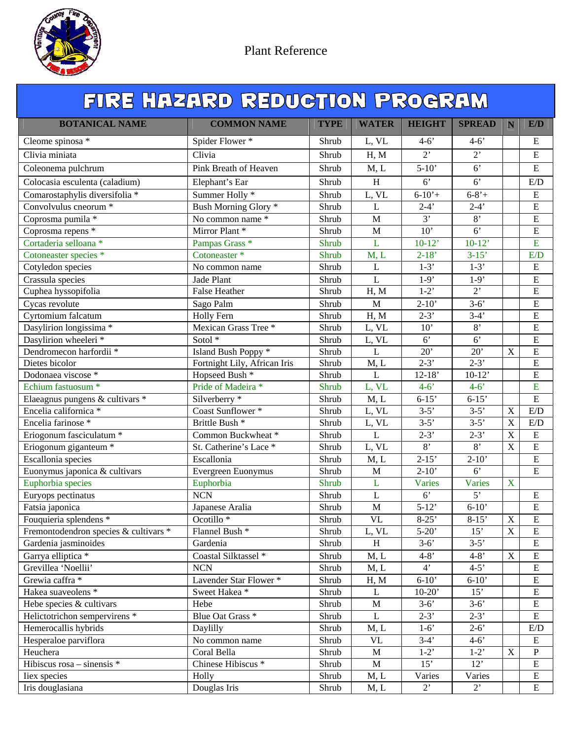Plant Reference

# FIRE HAZARD REDUCTION PROGRAM

| BOTANICAL NAME | COMMON NAME | TYPE | WATER | HEIGHT | SPREAD | N | E/D |
|---|---|---|---|---|---|---|---|
| Cleome spinosa * | Spider Flower * | Shrub | L, VL | 4-6’ | 4-6’ | | E |
| Clivia miniata | Clivia | Shrub | H, M | 2’ | 2’ | | E |
| Coleonema pulchrum | Pink Breath of Heaven | Shrub | M, L | 5-10’ | 6’ | | E |
| Colocasia esculenta (caladium) | Elephant’s Ear | Shrub | H | 6’ | 6’ | | E/D |
| Comarostaphylis diversifolia * | Summer Holly * | Shrub | L, VL | 6-10’+ | 6-8’+ | | E |
| Convolvulus cneorum * | Bush Morning Glory * | Shrub | L | 2-4’ | 2-4’ | | E |
| Coprosma pumila * | No common name * | Shrub | M | 3’ | 8’ | | E |
| Coprosma repens * | Mirror Plant * | Shrub | M | 10’ | 6’ | | E |
| Cortaderia selloana * | Pampas Grass * | Shrub | L | 10-12’ | 10-12’ | | E |
| Cotoneaster species * | Cotoneaster * | Shrub | M, L | 2-18’ | 3-15’ | | E/D |
| Cotyledon species | No common name | Shrub | L | 1-3’ | 1-3’ | | E |
| Crassula species | Jade Plant | Shrub | L | 1-9’ | 1-9’ | | E |
| Cuphea hyssopifolia | False Heather | Shrub | H, M | 1-2’ | 2’ | | E |
| Cycas revolute | Sago Palm | Shrub | M | 2-10’ | 3-6’ | | E |
| Cyrtomium falcatum | Holly Fern | Shrub | H, M | 2-3’ | 3-4’ | | E |
| Dasylirion longissima * | Mexican Grass Tree * | Shrub | L, VL | 10’ | 8’ | | E |
| Dasylirion wheeleri * | Sotol * | Shrub | L, VL | 6’ | 6’ | | E |
| Dendromecon harfordii * | Island Bush Poppy * | Shrub | L | 20’ | 20’ | X | E |
| Dietes bicolor | Fortnight Lily, African Iris | Shrub | M, L | 2-3’ | 2-3’ | | E |
| Dodonaea viscose * | Hopseed Bush * | Shrub | L | 12-18’ | 10-12’ | | E |
| Echium fastuosum * | Pride of Madeira * | Shrub | L, VL | 4-6’ | 4-6’ | | E |
| Elaeagnus pungens & cultivars * | Silverberry * | Shrub | M, L | 6-15’ | 6-15’ | | E |
| Encelia californica * | Coast Sunflower * | Shrub | L, VL | 3-5’ | 3-5’ | X | E/D |
| Encelia farinose * | Brittle Bush * | Shrub | L, VL | 3-5’ | 3-5’ | X | E/D |
| Eriogonum fasciculatum * | Common Buckwheat * | Shrub | L | 2-3’ | 2-3’ | X | E |
| Eriogonum giganteum * | St. Catherine’s Lace * | Shrub | L, VL | 8’ | 8’ | X | E |
| Escallonia species | Escallonia | Shrub | M, L | 2-15’ | 2-10’ | | E |
| Euonymus japonica & cultivars | Evergreen Euonymus | Shrub | M | 2-10’ | 6’ | | E |
| Euphorbia species | Euphorbia | Shrub | L | Varies | Varies | X | |
| Euryops pectinatus | NCN | Shrub | L | 6’ | 5’ | | E |
| Fatsia japonica | Japanese Aralia | Shrub | M | 5-12’ | 6-10’ | | E |
| Fouquieria splendens * | Ocotillo * | Shrub | VL | 8-25’ | 8-15’ | X | E |
| Fremontodendron species & cultivars * | Flannel Bush * | Shrub | L, VL | 5-20’ | 15’ | X | E |
| Gardenia jasminoides | Gardenia | Shrub | H | 3-6’ | 3-5’ | | E |
| Garrya elliptica * | Coastal Silktassel * | Shrub | M, L | 4-8’ | 4-8’ | X | E |
| Grevillea ‘Noellii’ | NCN | Shrub | M, L | 4’ | 4-5’ | | E |
| Grewia caffra * | Lavender Star Flower * | Shrub | H, M | 6-10’ | 6-10’ | | E |
| Hakea suaveolens * | Sweet Hakea * | Shrub | L | 10-20’ | 15’ | | E |
| Hebe species & cultivars | Hebe | Shrub | M | 3-6’ | 3-6’ | | E |
| Helictotrichon sempervirens * | Blue Oat Grass * | Shrub | L | 2-3’ | 2-3’ | | E |
| Hemerocallis hybrids | Daylilly | Shrub | M, L | 1-6’ | 2-6’ | | E/D |
| Hesperaloe parviflora | No common name | Shrub | VL | 3-4’ | 4-6’ | | E |
| Heuchera | Coral Bella | Shrub | M | 1-2’ | 1-2’ | X | P |
| Hibiscus rosa – sinensis * | Chinese Hibiscus * | Shrub | M | 15’ | 12’ | | E |
| Iiex species | Holly | Shrub | M, L | Varies | Varies | | E |
| Iris douglasiana | Douglas Iris | Shrub | M, L | 2’ | 2’ | | E |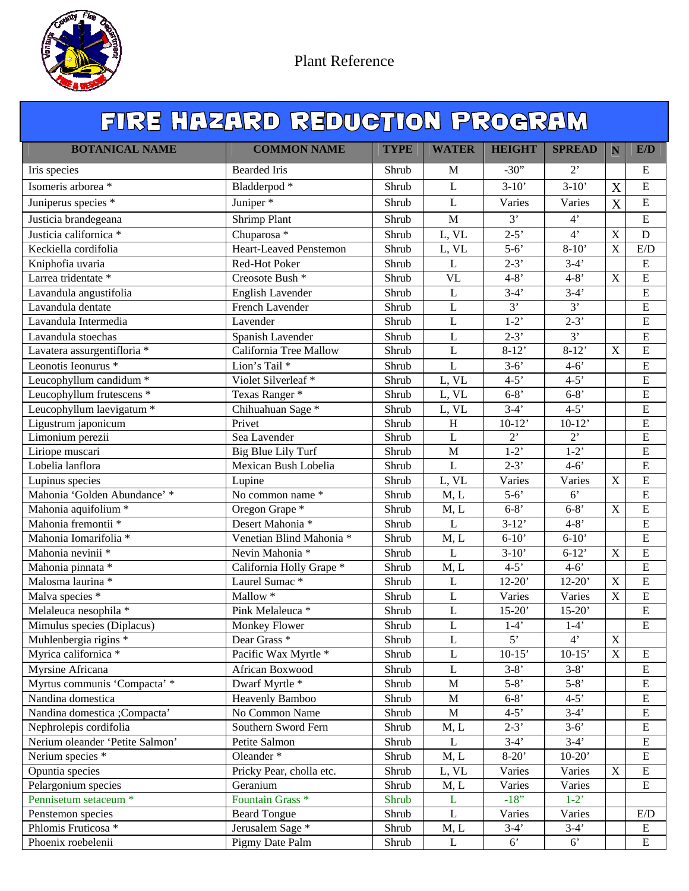Plant Reference

# FIRE HAZARD REDUCTION PROGRAM

| BOTANICAL NAME | COMMON NAME | TYPE | WATER | HEIGHT | SPREAD | N | E/D |
|---|---|---|---|---|---|---|---|
| Iris species | Bearded Iris | Shrub | M | -30" | 2' | | E |
| Isomeris arborea * | Bladderpod * | Shrub | L | 3-10' | 3-10' | X | E |
| Juniperus species * | Juniper * | Shrub | L | Varies | Varies | X | E |
| Justicia brandegeana | Shrimp Plant | Shrub | M | 3' | 4' | | E |
| Justicia californica * | Chuparosa * | Shrub | L, VL | 2-5' | 4' | X | D |
| Keckiella cordifolia | Heart-Leaved Penstemon | Shrub | L, VL | 5-6' | 8-10' | X | E/D |
| Kniphofia uvaria | Red-Hot Poker | Shrub | L | 2-3' | 3-4' | | E |
| Larrea tridentate * | Creosote Bush * | Shrub | VL | 4-8' | 4-8' | X | E |
| Lavandula angustifolia | English Lavender | Shrub | L | 3-4' | 3-4' | | E |
| Lavandula dentate | French Lavender | Shrub | L | 3' | 3' | | E |
| Lavandula Intermedia | Lavender | Shrub | L | 1-2' | 2-3' | | E |
| Lavandula stoechas | Spanish Lavender | Shrub | L | 2-3' | 3' | | E |
| Lavatera assurgentifloria * | California Tree Mallow | Shrub | L | 8-12' | 8-12' | X | E |
| Leonotis Ieonurus * | Lion's Tail * | Shrub | L | 3-6' | 4-6' | | E |
| Leucophyllum candidum * | Violet Silverleaf * | Shrub | L, VL | 4-5' | 4-5' | | E |
| Leucophyllum frutescens * | Texas Ranger * | Shrub | L, VL | 6-8' | 6-8' | | E |
| Leucophyllum laevigatum * | Chihuahuan Sage * | Shrub | L, VL | 3-4' | 4-5' | | E |
| Ligustrum japonicum | Privet | Shrub | H | 10-12' | 10-12' | | E |
| Limonium perezii | Sea Lavender | Shrub | L | 2' | 2' | | E |
| Liriope muscari | Big Blue Lily Turf | Shrub | M | 1-2' | 1-2' | | E |
| Lobelia lanflora | Mexican Bush Lobelia | Shrub | L | 2-3' | 4-6' | | E |
| Lupinus species | Lupine | Shrub | L, VL | Varies | Varies | X | E |
| Mahonia 'Golden Abundance' * | No common name * | Shrub | M, L | 5-6' | 6' | | E |
| Mahonia aquifolium * | Oregon Grape * | Shrub | M, L | 6-8' | 6-8' | X | E |
| Mahonia fremontii * | Desert Mahonia * | Shrub | L | 3-12' | 4-8' | | E |
| Mahonia Iomarifolia * | Venetian Blind Mahonia * | Shrub | M, L | 6-10' | 6-10' | | E |
| Mahonia nevinii * | Nevin Mahonia * | Shrub | L | 3-10' | 6-12' | X | E |
| Mahonia pinnata * | California Holly Grape * | Shrub | M, L | 4-5' | 4-6' | | E |
| Malosma laurina * | Laurel Sumac * | Shrub | L | 12-20' | 12-20' | X | E |
| Malva species * | Mallow * | Shrub | L | Varies | Varies | X | E |
| Melaleuca nesophila * | Pink Melaleuca * | Shrub | L | 15-20' | 15-20' | | E |
| Mimulus species (Diplacus) | Monkey Flower | Shrub | L | 1-4' | 1-4' | | E |
| Muhlenbergia rigins * | Dear Grass * | Shrub | L | 5' | 4' | X | |
| Myrica californica * | Pacific Wax Myrtle * | Shrub | L | 10-15' | 10-15' | X | E |
| Myrsine Africana | African Boxwood | Shrub | L | 3-8' | 3-8' | | E |
| Myrtus communis 'Compacta' * | Dwarf Myrtle * | Shrub | M | 5-8' | 5-8' | | E |
| Nandina domestica | Heavenly Bamboo | Shrub | M | 6-8' | 4-5' | | E |
| Nandina domestica ;Compacta' | No Common Name | Shrub | M | 4-5' | 3-4' | | E |
| Nephrolepis cordifolia | Southern Sword Fern | Shrub | M, L | 2-3' | 3-6' | | E |
| Nerium oleander 'Petite Salmon' | Petite Salmon | Shrub | L | 3-4' | 3-4' | | E |
| Nerium species * | Oleander * | Shrub | M, L | 8-20' | 10-20' | | E |
| Opuntia species | Pricky Pear, cholla etc. | Shrub | L, VL | Varies | Varies | X | E |
| Pelargonium species | Geranium | Shrub | M, L | Varies | Varies | | E |
| Pennisetum setaceum * | Fountain Grass * | Shrub | L | -18" | 1-2' | | |
| Penstemon species | Beard Tongue | Shrub | L | Varies | Varies | | E/D |
| Phlomis Fruticosa * | Jerusalem Sage * | Shrub | M, L | 3-4' | 3-4' | | E |
| Phoenix roebelenii | Pigmy Date Palm | Shrub | L | 6' | 6' | | E |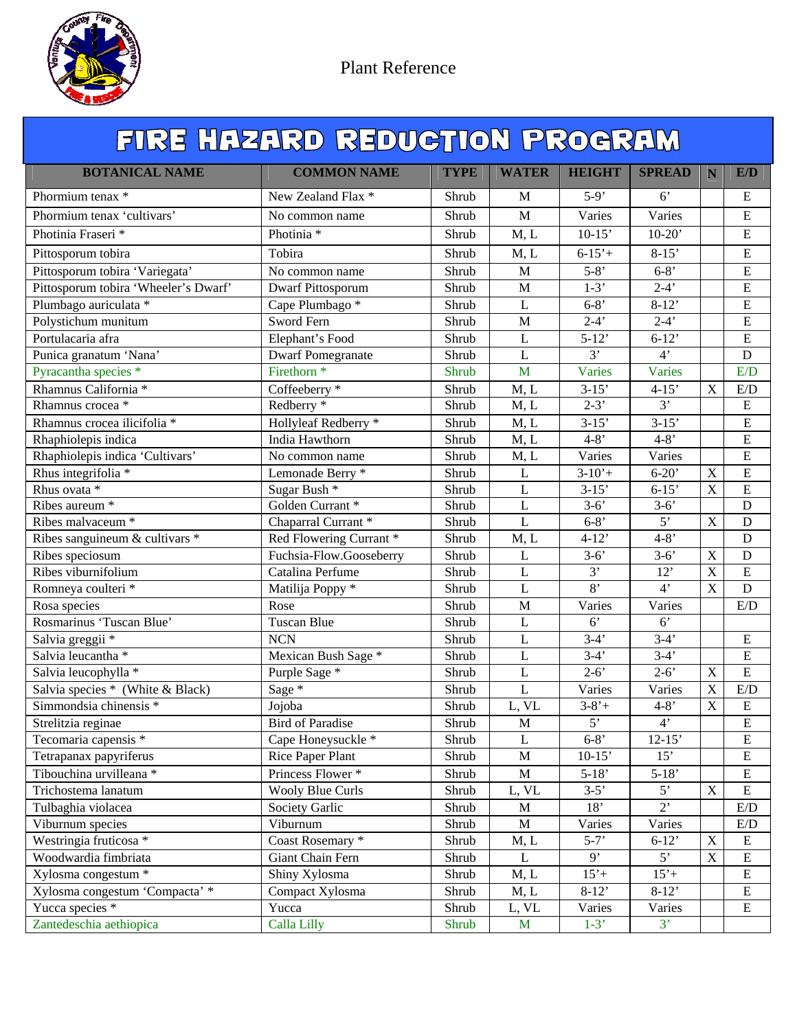Plant Reference

# FIRE HAZARD REDUCTION PROGRAM

| BOTANICAL NAME | COMMON NAME | TYPE | WATER | HEIGHT | SPREAD | N | E/D |
|---|---|---|---|---|---|---|---|
| Phormium tenax * | New Zealand Flax * | Shrub | M | 5-9' | 6' | | E |
| Phormium tenax 'cultivars' | No common name | Shrub | M | Varies | Varies | | E |
| Photinia Fraseri * | Photinia * | Shrub | M, L | 10-15' | 10-20' | | E |
| Pittosporum tobira | Tobira | Shrub | M, L | 6-15'+ | 8-15' | | E |
| Pittosporum tobira 'Variegata' | No common name | Shrub | M | 5-8' | 6-8' | | E |
| Pittosporum tobira 'Wheeler's Dwarf' | Dwarf Pittosporum | Shrub | M | 1-3' | 2-4' | | E |
| Plumbago auriculata * | Cape Plumbago * | Shrub | L | 6-8' | 8-12' | | E |
| Polystichum munitum | Sword Fern | Shrub | M | 2-4' | 2-4' | | E |
| Portulacaria afra | Elephant's Food | Shrub | L | 5-12' | 6-12' | | E |
| Punica granatum 'Nana' | Dwarf Pomegranate | Shrub | L | 3' | 4' | | D |
| Pyracantha species * | Firethorn * | Shrub | M | Varies | Varies | | E/D |
| Rhamnus California * | Coffeeberry * | Shrub | M, L | 3-15' | 4-15' | X | E/D |
| Rhamnus crocea * | Redberry * | Shrub | M, L | 2-3' | 3' | | E |
| Rhamnus crocea ilicifolia * | Hollyleaf Redberry * | Shrub | M, L | 3-15' | 3-15' | | E |
| Rhaphiolepis indica | India Hawthorn | Shrub | M, L | 4-8' | 4-8' | | E |
| Rhaphiolepis indica 'Cultivars' | No common name | Shrub | M, L | Varies | Varies | | E |
| Rhus integrifolia * | Lemonade Berry * | Shrub | L | 3-10'+ | 6-20' | X | E |
| Rhus ovata * | Sugar Bush * | Shrub | L | 3-15' | 6-15' | X | E |
| Ribes aureum * | Golden Currant * | Shrub | L | 3-6' | 3-6' | | D |
| Ribes malvaceum * | Chaparral Currant * | Shrub | L | 6-8' | 5' | X | D |
| Ribes sanguineum & cultivars * | Red Flowering Currant * | Shrub | M, L | 4-12' | 4-8' | | D |
| Ribes speciosum | Fuchsia-Flow.Gooseberry | Shrub | L | 3-6' | 3-6' | X | D |
| Ribes viburnifolium | Catalina Perfume | Shrub | L | 3' | 12' | X | E |
| Romneya coulteri * | Matilija Poppy * | Shrub | L | 8' | 4' | X | D |
| Rosa species | Rose | Shrub | M | Varies | Varies | | E/D |
| Rosmarinus 'Tuscan Blue' | Tuscan Blue | Shrub | L | 6' | 6' | | |
| Salvia greggii * | NCN | Shrub | L | 3-4' | 3-4' | | E |
| Salvia leucantha * | Mexican Bush Sage * | Shrub | L | 3-4' | 3-4' | | E |
| Salvia leucophylla * | Purple Sage * | Shrub | L | 2-6' | 2-6' | X | E |
| Salvia species * (White & Black) | Sage * | Shrub | L | Varies | Varies | X | E/D |
| Simmondsia chinensis * | Jojoba | Shrub | L, VL | 3-8'+ | 4-8' | X | E |
| Strelitzia reginae | Bird of Paradise | Shrub | M | 5' | 4' | | E |
| Tecomaria capensis * | Cape Honeysuckle * | Shrub | L | 6-8' | 12-15' | | E |
| Tetrapanax papyriferus | Rice Paper Plant | Shrub | M | 10-15' | 15' | | E |
| Tibouchina urvilleana * | Princess Flower * | Shrub | M | 5-18' | 5-18' | | E |
| Trichostema lanatum | Wooly Blue Curls | Shrub | L, VL | 3-5' | 5' | X | E |
| Tulbaghia violacea | Society Garlic | Shrub | M | 18' | 2' | | E/D |
| Viburnum species | Viburnum | Shrub | M | Varies | Varies | | E/D |
| Westringia fruticosa * | Coast Rosemary * | Shrub | M, L | 5-7' | 6-12' | X | E |
| Woodwardia fimbriata | Giant Chain Fern | Shrub | L | 9' | 5' | X | E |
| Xylosma congestum * | Shiny Xylosma | Shrub | M, L | 15'+ | 15'+ | | E |
| Xylosma congestum 'Compacta' * | Compact Xylosma | Shrub | M, L | 8-12' | 8-12' | | E |
| Yucca species * | Yucca | Shrub | L, VL | Varies | Varies | | E |
| Zantedeschia aethiopica | Calla Lilly | Shrub | M | 1-3' | 3' | | |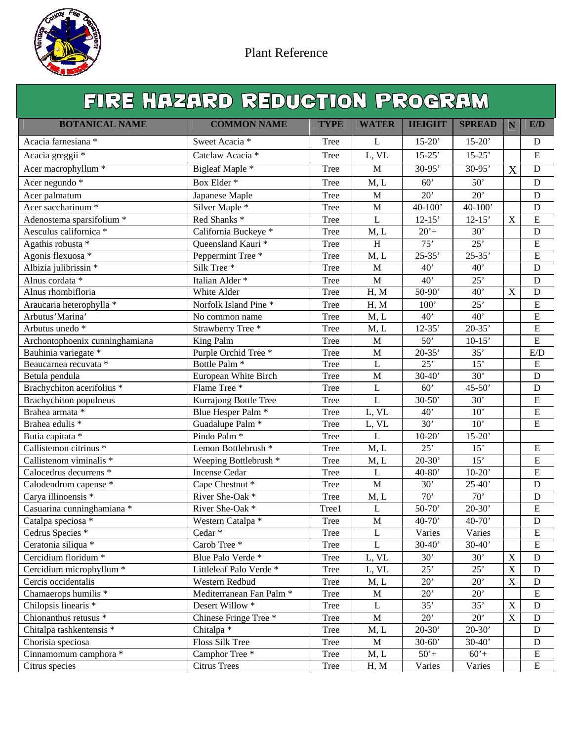Plant Reference

# FIRE HAZARD REDUCTION PROGRAM

| BOTANICAL NAME | COMMON NAME | TYPE | WATER | HEIGHT | SPREAD | N | E/D |
|---|---|---|---|---|---|---|---|
| Acacia farnesiana * | Sweet Acacia * | Tree | L | 15-20' | 15-20' | | D |
| Acacia greggii * | Catclaw Acacia * | Tree | L, VL | 15-25' | 15-25' | | E |
| Acer macrophyllum * | Bigleaf Maple * | Tree | M | 30-95' | 30-95' | X | D |
| Acer negundo * | Box Elder * | Tree | M, L | 60' | 50' | | D |
| Acer palmatum | Japanese Maple | Tree | M | 20' | 20' | | D |
| Acer saccharinum * | Silver Maple * | Tree | M | 40-100' | 40-100' | | D |
| Adenostema sparsifolium * | Red Shanks * | Tree | L | 12-15' | 12-15' | X | E |
| Aesculus californica * | California Buckeye * | Tree | M, L | 20'+ | 30' | | D |
| Agathis robusta * | Queensland Kauri * | Tree | H | 75' | 25' | | E |
| Agonis flexuosa * | Peppermint Tree * | Tree | M, L | 25-35' | 25-35' | | E |
| Albizia julibrissin * | Silk Tree * | Tree | M | 40' | 40' | | D |
| Alnus cordata * | Italian Alder * | Tree | M | 40' | 25' | | D |
| Alnus rhombifloria | White Alder | Tree | H, M | 50-90' | 40' | X | D |
| Araucaria heterophylla * | Norfolk Island Pine * | Tree | H, M | 100' | 25' | | E |
| Arbutus'Marina' | No common name | Tree | M, L | 40' | 40' | | E |
| Arbutus unedo * | Strawberry Tree * | Tree | M, L | 12-35' | 20-35' | | E |
| Archontophoenix cunninghamiana | King Palm | Tree | M | 50' | 10-15' | | E |
| Bauhinia variegate * | Purple Orchid Tree * | Tree | M | 20-35' | 35' | | E/D |
| Beaucarnea recuvata * | Bottle Palm * | Tree | L | 25' | 15' | | E |
| Betula pendula | European White Birch | Tree | M | 30-40' | 30' | | D |
| Brachychiton acerifolius * | Flame Tree * | Tree | L | 60' | 45-50' | | D |
| Brachychiton populneus | Kurrajong Bottle Tree | Tree | L | 30-50' | 30' | | E |
| Brahea armata * | Blue Hesper Palm * | Tree | L, VL | 40' | 10' | | E |
| Brahea edulis * | Guadalupe Palm * | Tree | L, VL | 30' | 10' | | E |
| Butia capitata * | Pindo Palm * | Tree | L | 10-20' | 15-20' | | |
| Callistemon citrinus * | Lemon Bottlebrush * | Tree | M, L | 25' | 15' | | E |
| Callistenom viminalis * | Weeping Bottlebrush * | Tree | M, L | 20-30' | 15' | | E |
| Calocedrus decurrens * | Incense Cedar | Tree | L | 40-80' | 10-20' | | E |
| Calodendrum capense * | Cape Chestnut * | Tree | M | 30' | 25-40' | | D |
| Carya illinoensis * | River She-Oak * | Tree | M, L | 70' | 70' | | D |
| Casuarina cunninghamiana * | River She-Oak * | Tree1 | L | 50-70' | 20-30' | | E |
| Catalpa speciosa * | Western Catalpa * | Tree | M | 40-70' | 40-70' | | D |
| Cedrus Species * | Cedar * | Tree | L | Varies | Varies | | E |
| Ceratonia siliqua * | Carob Tree * | Tree | L | 30-40' | 30-40' | | E |
| Cercidium floridum * | Blue Palo Verde * | Tree | L, VL | 30' | 30' | X | D |
| Cercidium microphyllum * | Littleleaf Palo Verde * | Tree | L, VL | 25' | 25' | X | D |
| Cercis occidentalis | Western Redbud | Tree | M, L | 20' | 20' | X | D |
| Chamaerops humilis * | Mediterranean Fan Palm * | Tree | M | 20' | 20' | | E |
| Chilopsis linearis * | Desert Willow * | Tree | L | 35' | 35' | X | D |
| Chionanthus retusus * | Chinese Fringe Tree * | Tree | M | 20' | 20' | X | D |
| Chitalpa tashkentensis * | Chitalpa * | Tree | M, L | 20-30' | 20-30' | | D |
| Chorisia speciosa | Floss Silk Tree | Tree | M | 30-60' | 30-40' | | D |
| Cinnamomum camphora * | Camphor Tree * | Tree | M, L | 50'+ | 60'+ | | E |
| Citrus species | Citrus Trees | Tree | H, M | Varies | Varies | | E |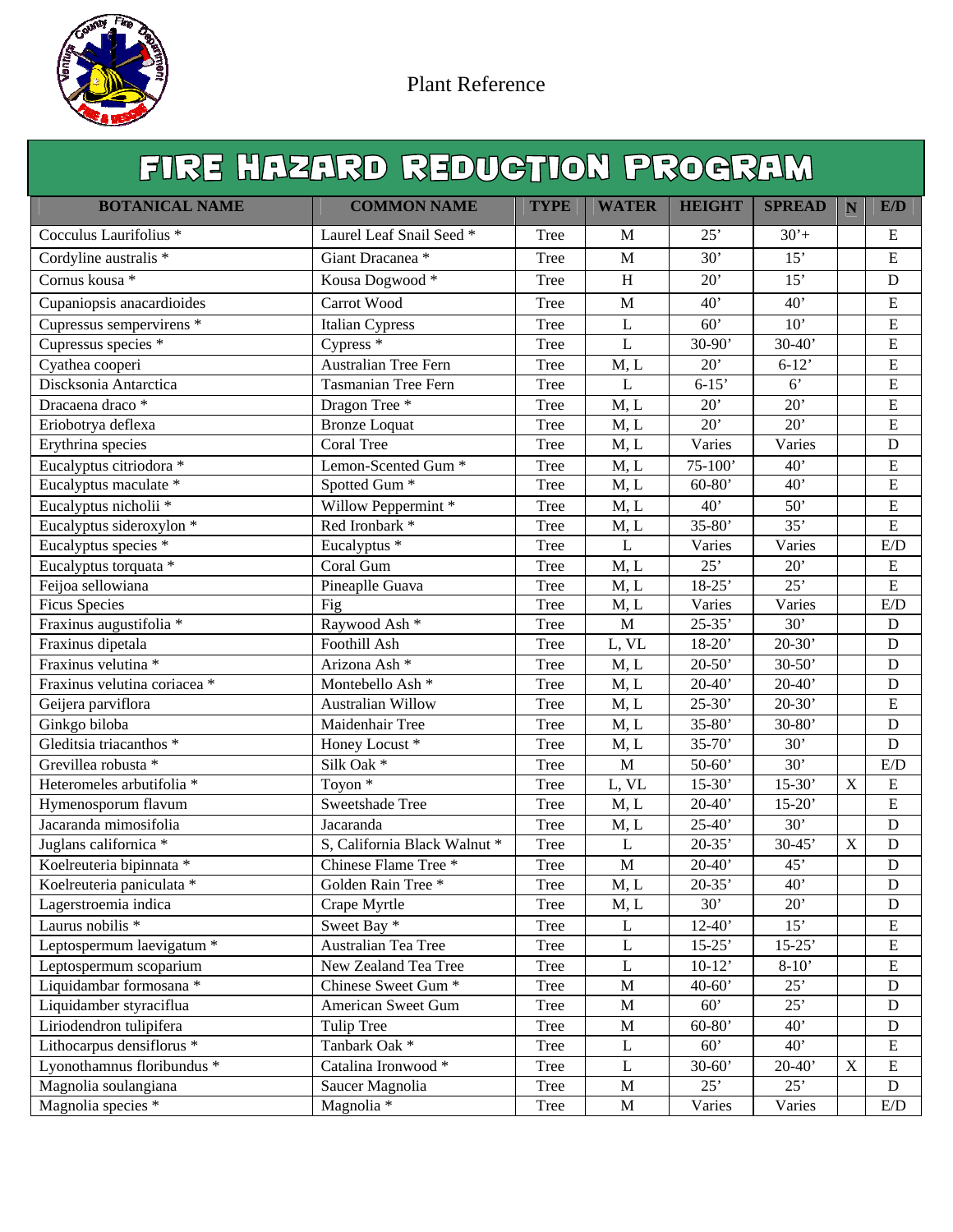Plant Reference

# FIRE HAZARD REDUCTION PROGRAM

| BOTANICAL NAME | COMMON NAME | TYPE | WATER | HEIGHT | SPREAD | N | E/D |
|---|---|---|---|---|---|---|---|
| Cocculus Laurifolius * | Laurel Leaf Snail Seed * | Tree | M | 25’ | 30’+ | | E |
| Cordyline australis * | Giant Dracanea * | Tree | M | 30’ | 15’ | | E |
| Cornus kousa * | Kousa Dogwood * | Tree | H | 20’ | 15’ | | D |
| Cupaniopsis anacardioides | Carrot Wood | Tree | M | 40’ | 40’ | | E |
| Cupressus sempervirens * | Italian Cypress | Tree | L | 60’ | 10’ | | E |
| Cupressus species * | Cypress * | Tree | L | 30-90’ | 30-40’ | | E |
| Cyathea cooperi | Australian Tree Fern | Tree | M, L | 20’ | 6-12’ | | E |
| Discksonia Antarctica | Tasmanian Tree Fern | Tree | L | 6-15’ | 6’ | | E |
| Dracaena draco * | Dragon Tree * | Tree | M, L | 20’ | 20’ | | E |
| Eriobotrya deflexa | Bronze Loquat | Tree | M, L | 20’ | 20’ | | E |
| Erythrina species | Coral Tree | Tree | M, L | Varies | Varies | | D |
| Eucalyptus citriodora * | Lemon-Scented Gum * | Tree | M, L | 75-100’ | 40’ | | E |
| Eucalyptus maculate * | Spotted Gum * | Tree | M, L | 60-80’ | 40’ | | E |
| Eucalyptus nicholii * | Willow Peppermint * | Tree | M, L | 40’ | 50’ | | E |
| Eucalyptus sideroxylon * | Red Ironbark * | Tree | M, L | 35-80’ | 35’ | | E |
| Eucalyptus species * | Eucalyptus * | Tree | L | Varies | Varies | | E/D |
| Eucalyptus torquata * | Coral Gum | Tree | M, L | 25’ | 20’ | | E |
| Feijoa sellowiana | Pineaplle Guava | Tree | M, L | 18-25’ | 25’ | | E |
| Ficus Species | Fig | Tree | M, L | Varies | Varies | | E/D |
| Fraxinus augustifolia * | Raywood Ash * | Tree | M | 25-35’ | 30’ | | D |
| Fraxinus dipetala | Foothill Ash | Tree | L, VL | 18-20’ | 20-30’ | | D |
| Fraxinus velutina * | Arizona Ash * | Tree | M, L | 20-50’ | 30-50’ | | D |
| Fraxinus velutina coriacea * | Montebello Ash * | Tree | M, L | 20-40’ | 20-40’ | | D |
| Geijera parviflora | Australian Willow | Tree | M, L | 25-30’ | 20-30’ | | E |
| Ginkgo biloba | Maidenhair Tree | Tree | M, L | 35-80’ | 30-80’ | | D |
| Gleditsia triacanthos * | Honey Locust * | Tree | M, L | 35-70’ | 30’ | | D |
| Grevillea robusta * | Silk Oak * | Tree | M | 50-60’ | 30’ | | E/D |
| Heteromeles arbutifolia * | Toyon * | Tree | L, VL | 15-30’ | 15-30’ | X | E |
| Hymenosporum flavum | Sweetshade Tree | Tree | M, L | 20-40’ | 15-20’ | | E |
| Jacaranda mimosifolia | Jacaranda | Tree | M, L | 25-40’ | 30’ | | D |
| Juglans californica * | S, California Black Walnut * | Tree | L | 20-35’ | 30-45’ | X | D |
| Koelreuteria bipinnata * | Chinese Flame Tree * | Tree | M | 20-40’ | 45’ | | D |
| Koelreuteria paniculata * | Golden Rain Tree * | Tree | M, L | 20-35’ | 40’ | | D |
| Lagerstroemia indica | Crape Myrtle | Tree | M, L | 30’ | 20’ | | D |
| Laurus nobilis * | Sweet Bay * | Tree | L | 12-40’ | 15’ | | E |
| Leptospermum laevigatum * | Australian Tea Tree | Tree | L | 15-25’ | 15-25’ | | E |
| Leptospermum scoparium | New Zealand Tea Tree | Tree | L | 10-12’ | 8-10’ | | E |
| Liquidambar formosana * | Chinese Sweet Gum * | Tree | M | 40-60’ | 25’ | | D |
| Liquidamber styraciflua | American Sweet Gum | Tree | M | 60’ | 25’ | | D |
| Liriodendron tulipifera | Tulip Tree | Tree | M | 60-80’ | 40’ | | D |
| Lithocarpus densiflorus * | Tanbark Oak * | Tree | L | 60’ | 40’ | | E |
| Lyonothamnus floribundus * | Catalina Ironwood * | Tree | L | 30-60’ | 20-40’ | X | E |
| Magnolia soulangiana | Saucer Magnolia | Tree | M | 25’ | 25’ | | D |
| Magnolia species * | Magnolia * | Tree | M | Varies | Varies | | E/D |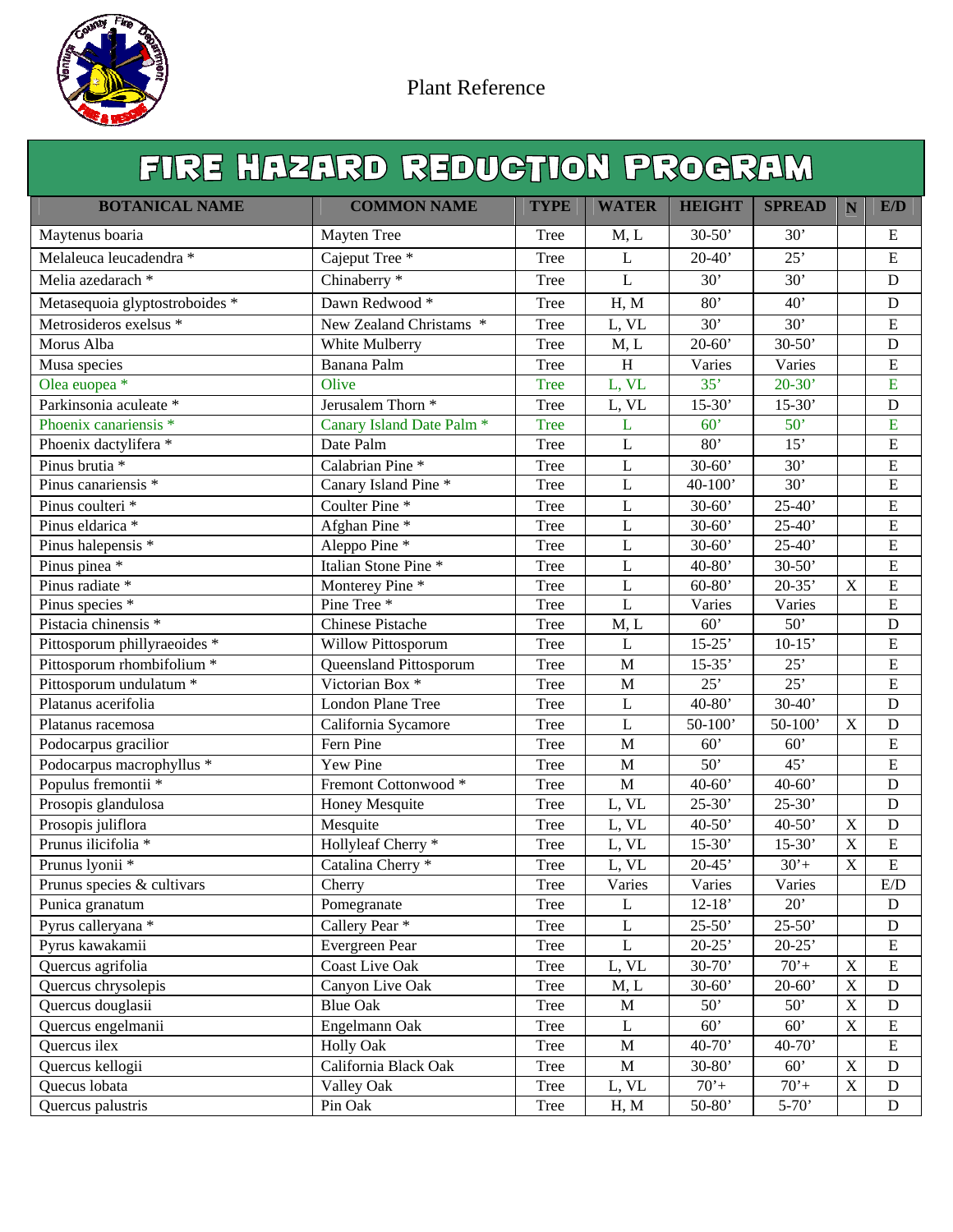Plant Reference

# FIRE HAZARD REDUCTION PROGRAM

| BOTANICAL NAME | COMMON NAME | TYPE | WATER | HEIGHT | SPREAD | N | E/D |
|---|---|---|---|---|---|---|---|
| Maytenus boaria | Mayten Tree | Tree | M, L | 30-50' | 30' | | E |
| Melaleuca leucadendra * | Cajeput Tree * | Tree | L | 20-40' | 25' | | E |
| Melia azedarach * | Chinaberry * | Tree | L | 30' | 30' | | D |
| Metasequoia glyptostroboides * | Dawn Redwood * | Tree | H, M | 80' | 40' | | D |
| Metrosideros exelsus * | New Zealand Christams * | Tree | L, VL | 30' | 30' | | E |
| Morus Alba | White Mulberry | Tree | M, L | 20-60' | 30-50' | | D |
| Musa species | Banana Palm | Tree | H | Varies | Varies | | E |
| Olea euopea * | Olive | Tree | L, VL | 35' | 20-30' | | E |
| Parkinsonia aculeate * | Jerusalem Thorn * | Tree | L, VL | 15-30' | 15-30' | | D |
| Phoenix canariensis * | Canary Island Date Palm * | Tree | L | 60' | 50' | | E |
| Phoenix dactylifera * | Date Palm | Tree | L | 80' | 15' | | E |
| Pinus brutia * | Calabrian Pine * | Tree | L | 30-60' | 30' | | E |
| Pinus canariensis * | Canary Island Pine * | Tree | L | 40-100' | 30' | | E |
| Pinus coulteri * | Coulter Pine * | Tree | L | 30-60' | 25-40' | | E |
| Pinus eldarica * | Afghan Pine * | Tree | L | 30-60' | 25-40' | | E |
| Pinus halepensis * | Aleppo Pine * | Tree | L | 30-60' | 25-40' | | E |
| Pinus pinea * | Italian Stone Pine * | Tree | L | 40-80' | 30-50' | | E |
| Pinus radiate * | Monterey Pine * | Tree | L | 60-80' | 20-35' | X | E |
| Pinus species * | Pine Tree * | Tree | L | Varies | Varies | | E |
| Pistacia chinensis * | Chinese Pistache | Tree | M, L | 60' | 50' | | D |
| Pittosporum phillyraeoides * | Willow Pittosporum | Tree | L | 15-25' | 10-15' | | E |
| Pittosporum rhombifolium * | Queensland Pittosporum | Tree | M | 15-35' | 25' | | E |
| Pittosporum undulatum * | Victorian Box * | Tree | M | 25' | 25' | | E |
| Platanus acerifolia | London Plane Tree | Tree | L | 40-80' | 30-40' | | D |
| Platanus racemosa | California Sycamore | Tree | L | 50-100' | 50-100' | X | D |
| Podocarpus gracilior | Fern Pine | Tree | M | 60' | 60' | | E |
| Podocarpus macrophyllus * | Yew Pine | Tree | M | 50' | 45' | | E |
| Populus fremontii * | Fremont Cottonwood * | Tree | M | 40-60' | 40-60' | | D |
| Prosopis glandulosa | Honey Mesquite | Tree | L, VL | 25-30' | 25-30' | | D |
| Prosopis juliflora | Mesquite | Tree | L, VL | 40-50' | 40-50' | X | D |
| Prunus ilicifolia * | Hollyleaf Cherry * | Tree | L, VL | 15-30' | 15-30' | X | E |
| Prunus lyonii * | Catalina Cherry * | Tree | L, VL | 20-45' | 30'+ | X | E |
| Prunus species & cultivars | Cherry | Tree | Varies | Varies | Varies | | E/D |
| Punica granatum | Pomegranate | Tree | L | 12-18' | 20' | | D |
| Pyrus calleryana * | Callery Pear * | Tree | L | 25-50' | 25-50' | | D |
| Pyrus kawakamii | Evergreen Pear | Tree | L | 20-25' | 20-25' | | E |
| Quercus agrifolia | Coast Live Oak | Tree | L, VL | 30-70' | 70'+ | X | E |
| Quercus chrysolepis | Canyon Live Oak | Tree | M, L | 30-60' | 20-60' | X | D |
| Quercus douglasii | Blue Oak | Tree | M | 50' | 50' | X | D |
| Quercus engelmanii | Engelmann Oak | Tree | L | 60' | 60' | X | E |
| Quercus ilex | Holly Oak | Tree | M | 40-70' | 40-70' | | E |
| Quercus kellogii | California Black Oak | Tree | M | 30-80' | 60' | X | D |
| Quecus lobata | Valley Oak | Tree | L, VL | 70'+ | 70'+ | X | D |
| Quercus palustris | Pin Oak | Tree | H, M | 50-80' | 5-70' | | D |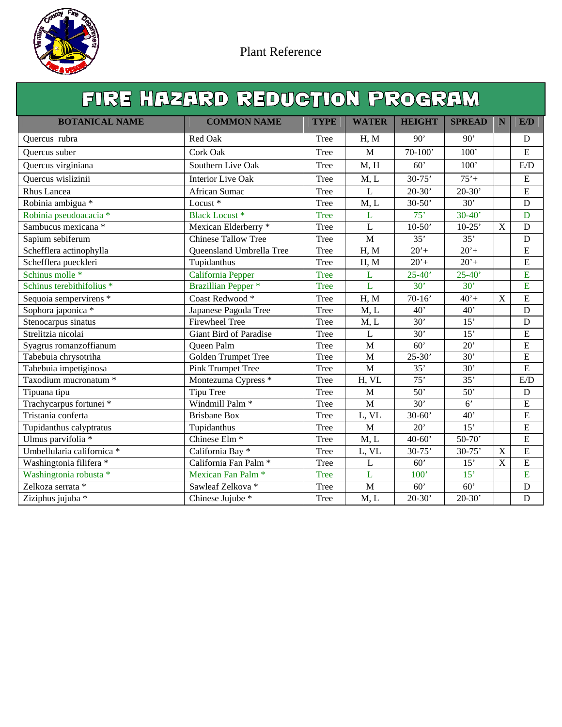Plant Reference

# FIRE HAZARD REDUCTION PROGRAM

| BOTANICAL NAME | COMMON NAME | TYPE | WATER | HEIGHT | SPREAD | N | E/D |
|---|---|---|---|---|---|---|---|
| Quercus rubra | Red Oak | Tree | H, M | 90’ | 90’ | | D |
| Quercus suber | Cork Oak | Tree | M | 70-100’ | 100’ | | E |
| Quercus virginiana | Southern Live Oak | Tree | M, H | 60’ | 100’ | | E/D |
| Quercus wislizinii | Interior Live Oak | Tree | M, L | 30-75’ | 75’+ | | E |
| Rhus Lancea | African Sumac | Tree | L | 20-30’ | 20-30’ | | E |
| Robinia ambigua * | Locust * | Tree | M, L | 30-50’ | 30’ | | D |
| Robinia pseudoacacia * | Black Locust * | Tree | L | 75’ | 30-40’ | | D |
| Sambucus mexicana * | Mexican Elderberry * | Tree | L | 10-50’ | 10-25’ | X | D |
| Sapium sebiferum | Chinese Tallow Tree | Tree | M | 35’ | 35’ | | D |
| Schefflera actinophylla | Queensland Umbrella Tree | Tree | H, M | 20’+ | 20’+ | | E |
| Schefflera pueckleri | Tupidanthus | Tree | H, M | 20’+ | 20’+ | | E |
| Schinus molle * | California Pepper | Tree | L | 25-40’ | 25-40’ | | E |
| Schinus terebithifolius * | Brazillian Pepper * | Tree | L | 30’ | 30’ | | E |
| Sequoia sempervirens * | Coast Redwood * | Tree | H, M | 70-16’ | 40’+ | X | E |
| Sophora japonica * | Japanese Pagoda Tree | Tree | M, L | 40’ | 40’ | | D |
| Stenocarpus sinatus | Firewheel Tree | Tree | M, L | 30’ | 15’ | | D |
| Strelitzia nicolai | Giant Bird of Paradise | Tree | L | 30’ | 15’ | | E |
| Syagrus romanzoffianum | Queen Palm | Tree | M | 60’ | 20’ | | E |
| Tabebuia chrysotriha | Golden Trumpet Tree | Tree | M | 25-30’ | 30’ | | E |
| Tabebuia impetiginosa | Pink Trumpet Tree | Tree | M | 35’ | 30’ | | E |
| Taxodium mucronatum * | Montezuma Cypress * | Tree | H, VL | 75’ | 35’ | | E/D |
| Tipuana tipu | Tipu Tree | Tree | M | 50’ | 50’ | | D |
| Trachycarpus fortunei * | Windmill Palm * | Tree | M | 30’ | 6’ | | E |
| Tristania conferta | Brisbane Box | Tree | L, VL | 30-60’ | 40’ | | E |
| Tupidanthus calyptratus | Tupidanthus | Tree | M | 20’ | 15’ | | E |
| Ulmus parvifolia * | Chinese Elm * | Tree | M, L | 40-60’ | 50-70’ | | E |
| Umbellularia californica * | California Bay * | Tree | L, VL | 30-75’ | 30-75’ | X | E |
| Washingtonia filifera * | California Fan Palm * | Tree | L | 60’ | 15’ | X | E |
| Washingtonia robusta * | Mexican Fan Palm * | Tree | L | 100’ | 15’ | | E |
| Zelkoza serrata * | Sawleaf Zelkova * | Tree | M | 60’ | 60’ | | D |
| Ziziphus jujuba * | Chinese Jujube * | Tree | M, L | 20-30’ | 20-30’ | | D |